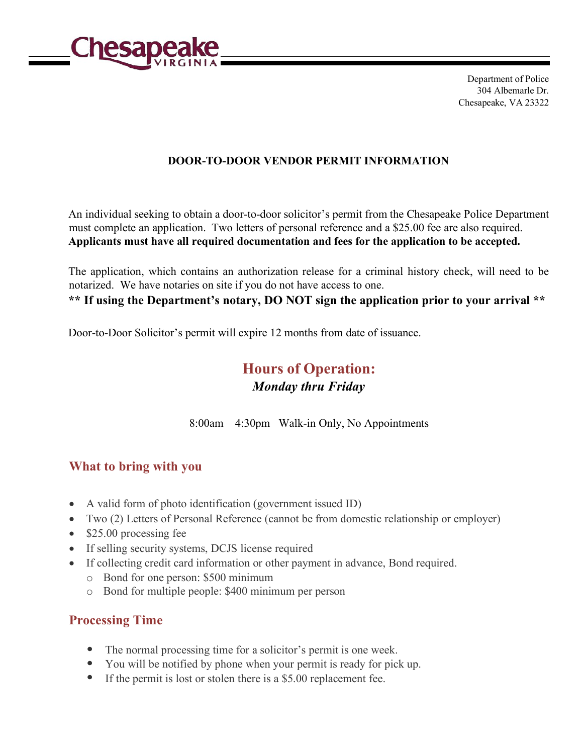Chesapeake VIRGINIA

Department of Police
304 Albemarle Dr.
Chesapeake, VA 23322

# DOOR-TO-DOOR VENDOR PERMIT INFORMATION

An individual seeking to obtain a door-to-door solicitor's permit from the Chesapeake Police Department must complete an application. Two letters of personal reference and a $25.00 fee are also required. **Applicants must have all required documentation and fees for the application to be accepted.**

The application, which contains an authorization release for a criminal history check, will need to be notarized. We have notaries on site if you do not have access to one.

**** If using the Department's notary, DO NOT sign the application prior to your arrival ****

Door-to-Door Solicitor's permit will expire 12 months from date of issuance.

## Hours of Operation:

***Monday thru Friday***

8:00am – 4:30pm Walk-in Only, No Appointments

## What to bring with you

- A valid form of photo identification (government issued ID)
- Two (2) Letters of Personal Reference (cannot be from domestic relationship or employer)
- $25.00 processing fee
- If selling security systems, DCJS license required
- If collecting credit card information or other payment in advance, Bond required.
  - Bond for one person: $500 minimum
  - Bond for multiple people: $400 minimum per person

## Processing Time

- The normal processing time for a solicitor's permit is one week.
- You will be notified by phone when your permit is ready for pick up.
- If the permit is lost or stolen there is a $5.00 replacement fee.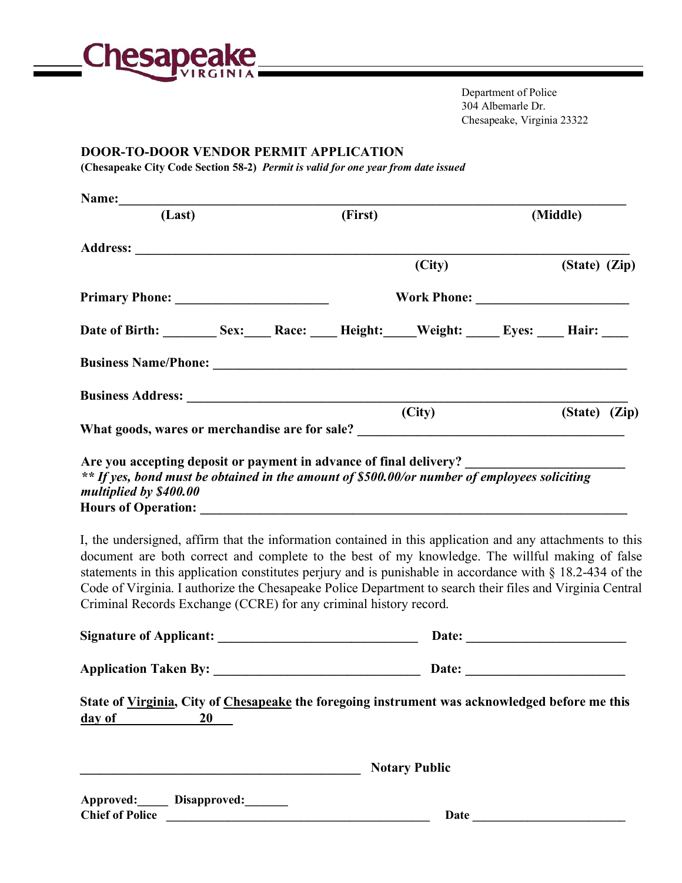Chesapeake VIRGINIA

Department of Police
304 Albemarle Dr.
Chesapeake, Virginia 23322

## DOOR-TO-DOOR VENDOR PERMIT APPLICATION

**(Chesapeake City Code Section 58-2)** ***Permit is valid for one year from date issued***

**Name:**______________________________________________________________________
**(Last)** **(First)** **(Middle)**

**Address:** ____________________________________________________________________
**(City)** **(State)** **(Zip)**

**Primary Phone:** ______________________ **Work Phone:** ______________________

**Date of Birth:** ________ **Sex:**____ **Race:** ____ **Height:**_____ **Weight:** _____ **Eyes:** ____ **Hair:** ____

**Business Name/Phone:** ________________________________________________________

**Business Address:** ___________________________________________________________
**(City)** **(State)** **(Zip)**

**What goods, wares or merchandise are for sale?** ______________________________________

**Are you accepting deposit or payment in advance of final delivery?** ______________________
***** If yes, bond must be obtained in the amount of $500.00/or number of employees soliciting multiplied by $400.00***
**Hours of Operation:** __________________________________________________________

I, the undersigned, affirm that the information contained in this application and any attachments to this document are both correct and complete to the best of my knowledge. The willful making of false statements in this application constitutes perjury and is punishable in accordance with § 18.2-434 of the Code of Virginia. I authorize the Chesapeake Police Department to search their files and Virginia Central Criminal Records Exchange (CCRE) for any criminal history record.

**Signature of Applicant:** ______________________________ **Date:** ______________________

**Application Taken By:** ______________________________ **Date:** ______________________

**State of Virginia, City of Chesapeake the foregoing instrument was acknowledged before me this day of ____________ 20___**

_____________________________________________ **Notary Public**

**Approved:**_____ **Disapproved:**_______
**Chief of Police** ________________________________________ **Date** ______________________